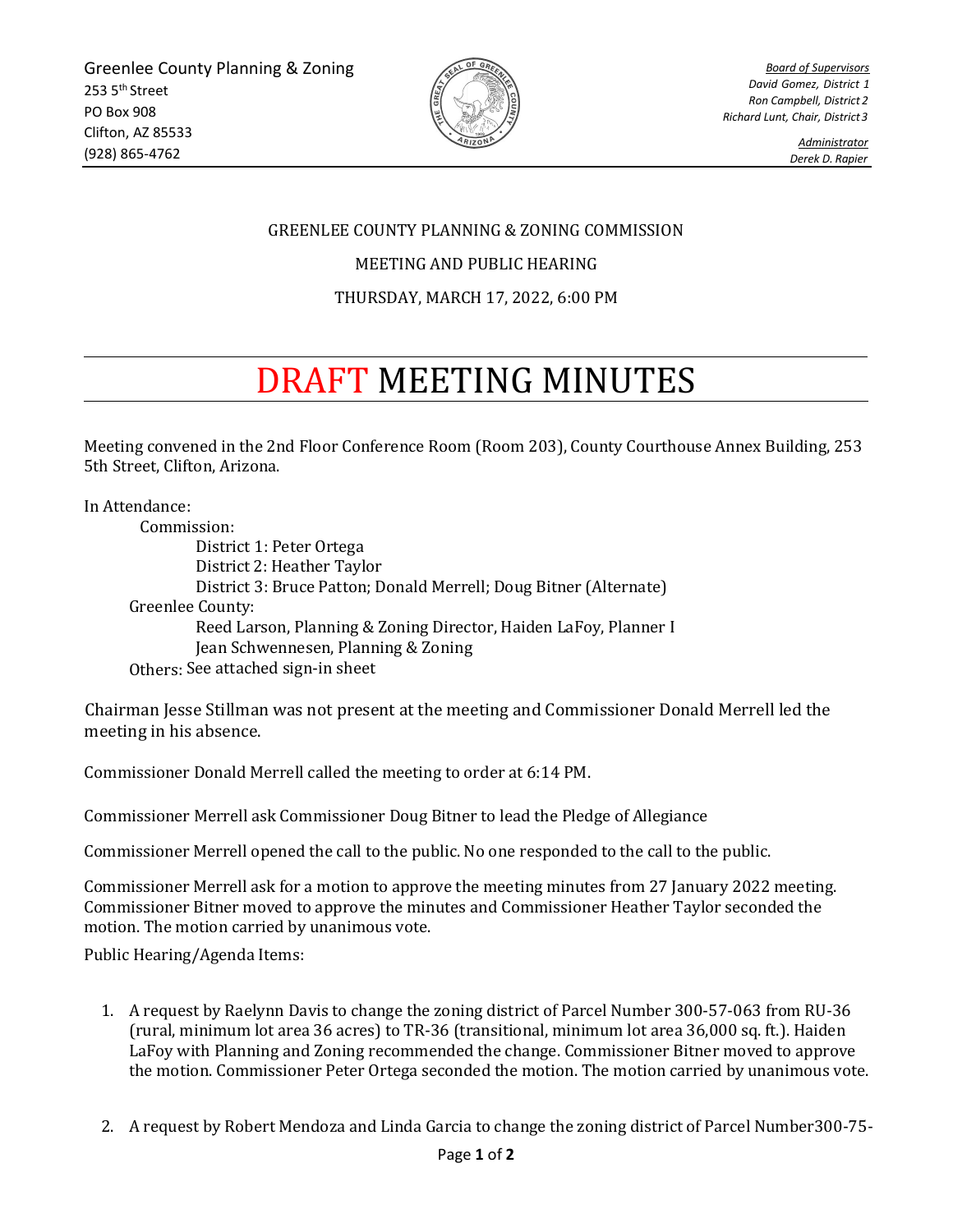Greenlee County Planning & Zoning
253 5th Street
PO Box 908
Clifton, AZ 85533
(928) 865-4762

*Board of Supervisors*
*David Gomez, District 1*
*Ron Campbell, District 2*
*Richard Lunt, Chair, District 3*

*Administrator*
*Derek D. Rapier*

GREENLEE COUNTY PLANNING & ZONING COMMISSION

MEETING AND PUBLIC HEARING

THURSDAY, MARCH 17, 2022, 6:00 PM

# DRAFT MEETING MINUTES

Meeting convened in the 2nd Floor Conference Room (Room 203), County Courthouse Annex Building, 253 5th Street, Clifton, Arizona.

In Attendance:

- Commission:
  - District 1: Peter Ortega
  - District 2: Heather Taylor
  - District 3: Bruce Patton; Donald Merrell; Doug Bitner (Alternate)
- Greenlee County:
  - Reed Larson, Planning & Zoning Director, Haiden LaFoy, Planner I
  - Jean Schwennesen, Planning & Zoning
- Others: See attached sign-in sheet

Chairman Jesse Stillman was not present at the meeting and Commissioner Donald Merrell led the meeting in his absence.

Commissioner Donald Merrell called the meeting to order at 6:14 PM.

Commissioner Merrell ask Commissioner Doug Bitner to lead the Pledge of Allegiance

Commissioner Merrell opened the call to the public. No one responded to the call to the public.

Commissioner Merrell ask for a motion to approve the meeting minutes from 27 January 2022 meeting. Commissioner Bitner moved to approve the minutes and Commissioner Heather Taylor seconded the motion. The motion carried by unanimous vote.

Public Hearing/Agenda Items:

1. A request by Raelynn Davis to change the zoning district of Parcel Number 300-57-063 from RU-36 (rural, minimum lot area 36 acres) to TR-36 (transitional, minimum lot area 36,000 sq. ft.). Haiden LaFoy with Planning and Zoning recommended the change. Commissioner Bitner moved to approve the motion. Commissioner Peter Ortega seconded the motion. The motion carried by unanimous vote.

2. A request by Robert Mendoza and Linda Garcia to change the zoning district of Parcel Number300-75-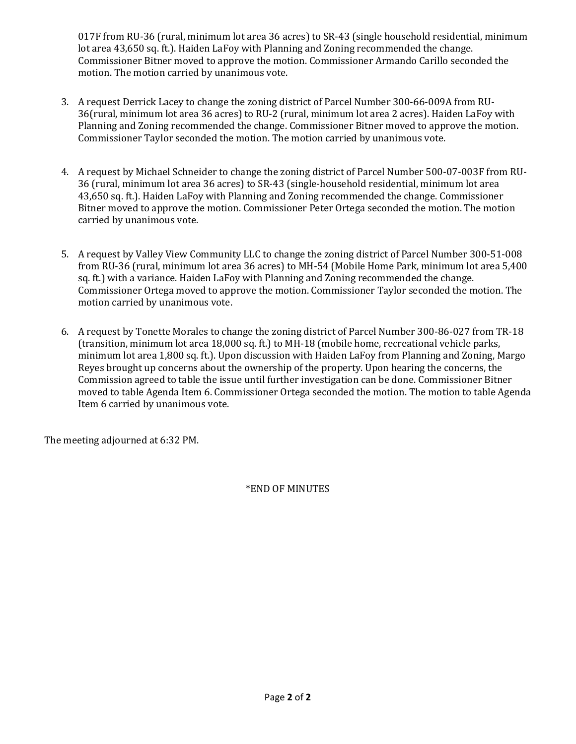017F from RU-36 (rural, minimum lot area 36 acres) to SR-43 (single household residential, minimum lot area 43,650 sq. ft.). Haiden LaFoy with Planning and Zoning recommended the change. Commissioner Bitner moved to approve the motion. Commissioner Armando Carillo seconded the motion. The motion carried by unanimous vote.

3. A request Derrick Lacey to change the zoning district of Parcel Number 300-66-009A from RU-36(rural, minimum lot area 36 acres) to RU-2 (rural, minimum lot area 2 acres). Haiden LaFoy with Planning and Zoning recommended the change. Commissioner Bitner moved to approve the motion. Commissioner Taylor seconded the motion. The motion carried by unanimous vote.

4. A request by Michael Schneider to change the zoning district of Parcel Number 500-07-003F from RU-36 (rural, minimum lot area 36 acres) to SR-43 (single-household residential, minimum lot area 43,650 sq. ft.). Haiden LaFoy with Planning and Zoning recommended the change. Commissioner Bitner moved to approve the motion. Commissioner Peter Ortega seconded the motion. The motion carried by unanimous vote.

5. A request by Valley View Community LLC to change the zoning district of Parcel Number 300-51-008 from RU-36 (rural, minimum lot area 36 acres) to MH-54 (Mobile Home Park, minimum lot area 5,400 sq. ft.) with a variance. Haiden LaFoy with Planning and Zoning recommended the change. Commissioner Ortega moved to approve the motion. Commissioner Taylor seconded the motion. The motion carried by unanimous vote.

6. A request by Tonette Morales to change the zoning district of Parcel Number 300-86-027 from TR-18 (transition, minimum lot area 18,000 sq. ft.) to MH-18 (mobile home, recreational vehicle parks, minimum lot area 1,800 sq. ft.). Upon discussion with Haiden LaFoy from Planning and Zoning, Margo Reyes brought up concerns about the ownership of the property. Upon hearing the concerns, the Commission agreed to table the issue until further investigation can be done. Commissioner Bitner moved to table Agenda Item 6. Commissioner Ortega seconded the motion. The motion to table Agenda Item 6 carried by unanimous vote.

The meeting adjourned at 6:32 PM.

*END OF MINUTES